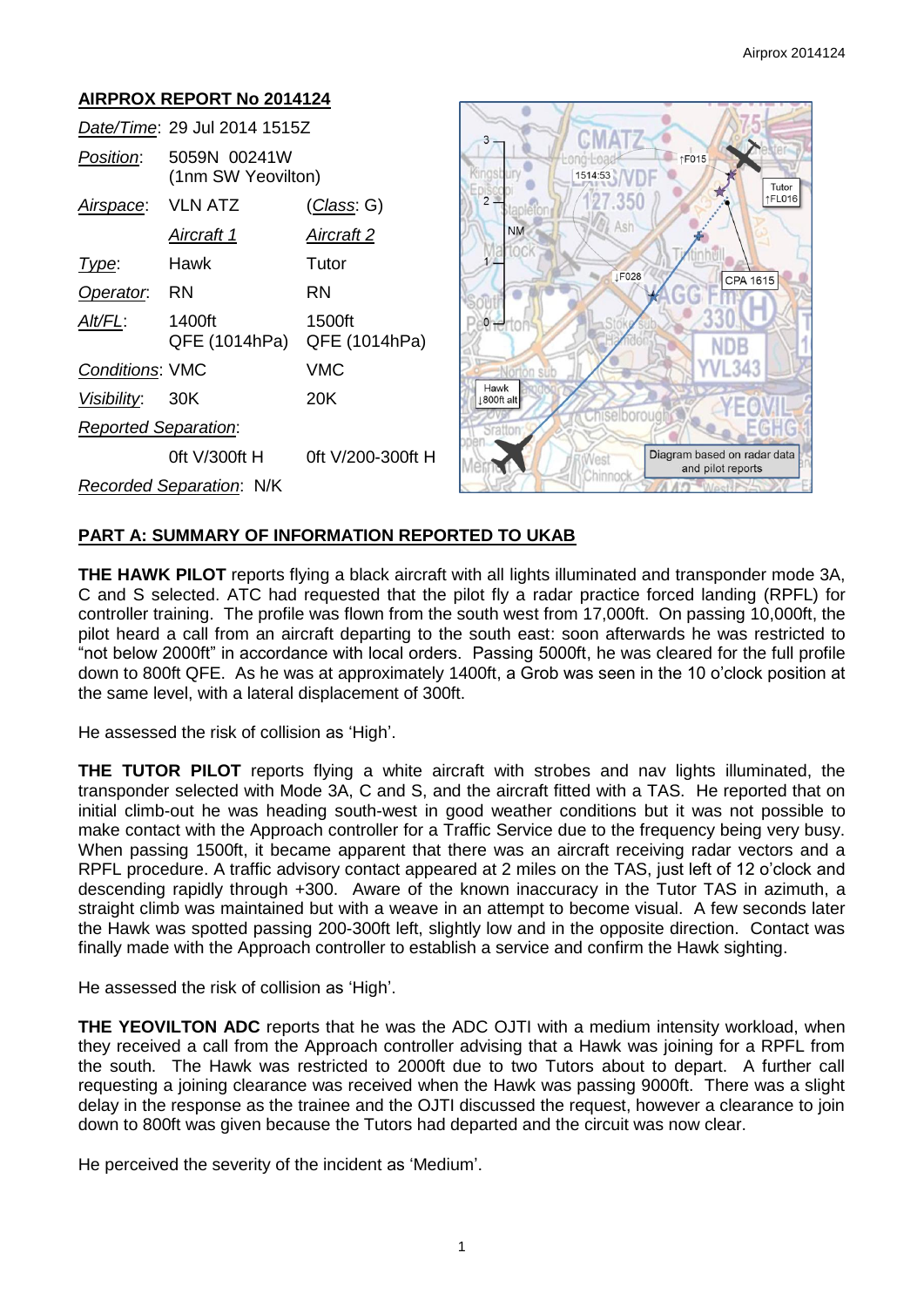## AIRPROX REPORT No 2014124

| | | |
|---|---|---|
| *Date/Time*: | 29 Jul 2014 1515Z | |
| *Position*: | 5059N 00241W (1nm SW Yeovilton) | |
| *Airspace*: | VLN ATZ | (*Class*: G) |
| | *Aircraft 1* | *Aircraft 2* |
| *Type*: | Hawk | Tutor |
| *Operator*: | RN | RN |
| *Alt/FL*: | 1400ft QFE (1014hPa) | 1500ft QFE (1014hPa) |
| *Conditions*: | VMC | VMC |
| *Visibility*: | 30K | 20K |
| *Reported Separation*: | | |
| | 0ft V/300ft H | 0ft V/200-300ft H |
| *Recorded Separation*: | N/K | |

## PART A: SUMMARY OF INFORMATION REPORTED TO UKAB

**THE HAWK PILOT** reports flying a black aircraft with all lights illuminated and transponder mode 3A, C and S selected. ATC had requested that the pilot fly a radar practice forced landing (RPFL) for controller training. The profile was flown from the south west from 17,000ft. On passing 10,000ft, the pilot heard a call from an aircraft departing to the south east: soon afterwards he was restricted to "not below 2000ft" in accordance with local orders. Passing 5000ft, he was cleared for the full profile down to 800ft QFE. As he was at approximately 1400ft, a Grob was seen in the 10 o'clock position at the same level, with a lateral displacement of 300ft.

He assessed the risk of collision as 'High'.

**THE TUTOR PILOT** reports flying a white aircraft with strobes and nav lights illuminated, the transponder selected with Mode 3A, C and S, and the aircraft fitted with a TAS. He reported that on initial climb-out he was heading south-west in good weather conditions but it was not possible to make contact with the Approach controller for a Traffic Service due to the frequency being very busy. When passing 1500ft, it became apparent that there was an aircraft receiving radar vectors and a RPFL procedure. A traffic advisory contact appeared at 2 miles on the TAS, just left of 12 o'clock and descending rapidly through +300. Aware of the known inaccuracy in the Tutor TAS in azimuth, a straight climb was maintained but with a weave in an attempt to become visual. A few seconds later the Hawk was spotted passing 200-300ft left, slightly low and in the opposite direction. Contact was finally made with the Approach controller to establish a service and confirm the Hawk sighting.

He assessed the risk of collision as 'High'.

**THE YEOVILTON ADC** reports that he was the ADC OJTI with a medium intensity workload, when they received a call from the Approach controller advising that a Hawk was joining for a RPFL from the south. The Hawk was restricted to 2000ft due to two Tutors about to depart. A further call requesting a joining clearance was received when the Hawk was passing 9000ft. There was a slight delay in the response as the trainee and the OJTI discussed the request, however a clearance to join down to 800ft was given because the Tutors had departed and the circuit was now clear.

He perceived the severity of the incident as 'Medium'.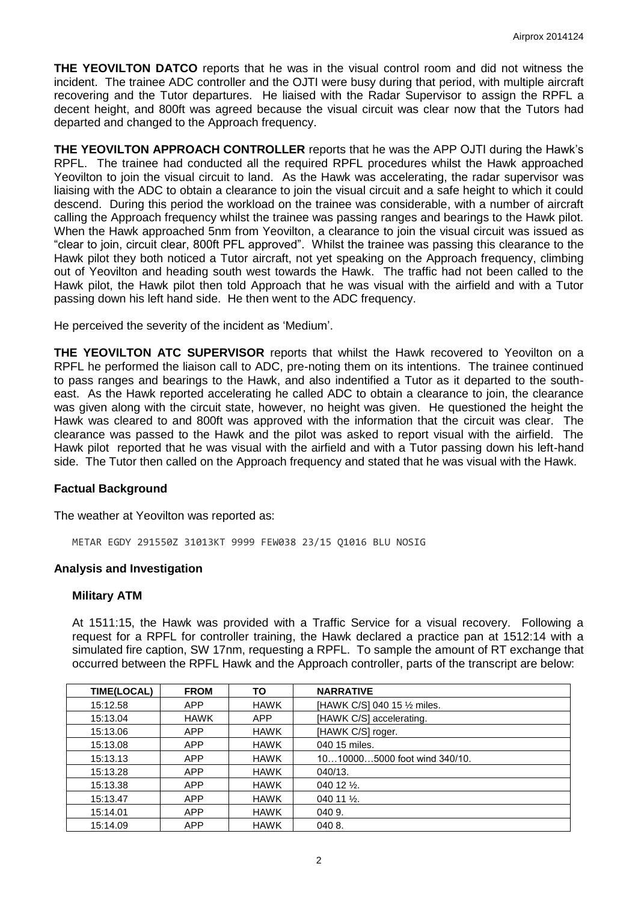**THE YEOVILTON DATCO** reports that he was in the visual control room and did not witness the incident. The trainee ADC controller and the OJTI were busy during that period, with multiple aircraft recovering and the Tutor departures. He liaised with the Radar Supervisor to assign the RPFL a decent height, and 800ft was agreed because the visual circuit was clear now that the Tutors had departed and changed to the Approach frequency.

**THE YEOVILTON APPROACH CONTROLLER** reports that he was the APP OJTI during the Hawk's RPFL. The trainee had conducted all the required RPFL procedures whilst the Hawk approached Yeovilton to join the visual circuit to land. As the Hawk was accelerating, the radar supervisor was liaising with the ADC to obtain a clearance to join the visual circuit and a safe height to which it could descend. During this period the workload on the trainee was considerable, with a number of aircraft calling the Approach frequency whilst the trainee was passing ranges and bearings to the Hawk pilot. When the Hawk approached 5nm from Yeovilton, a clearance to join the visual circuit was issued as "clear to join, circuit clear, 800ft PFL approved". Whilst the trainee was passing this clearance to the Hawk pilot they both noticed a Tutor aircraft, not yet speaking on the Approach frequency, climbing out of Yeovilton and heading south west towards the Hawk. The traffic had not been called to the Hawk pilot, the Hawk pilot then told Approach that he was visual with the airfield and with a Tutor passing down his left hand side. He then went to the ADC frequency.

He perceived the severity of the incident as 'Medium'.

**THE YEOVILTON ATC SUPERVISOR** reports that whilst the Hawk recovered to Yeovilton on a RPFL he performed the liaison call to ADC, pre-noting them on its intentions. The trainee continued to pass ranges and bearings to the Hawk, and also indentified a Tutor as it departed to the south-east. As the Hawk reported accelerating he called ADC to obtain a clearance to join, the clearance was given along with the circuit state, however, no height was given. He questioned the height the Hawk was cleared to and 800ft was approved with the information that the circuit was clear. The clearance was passed to the Hawk and the pilot was asked to report visual with the airfield. The Hawk pilot reported that he was visual with the airfield and with a Tutor passing down his left-hand side. The Tutor then called on the Approach frequency and stated that he was visual with the Hawk.

## Factual Background

The weather at Yeovilton was reported as:

```
METAR EGDY 291550Z 31013KT 9999 FEW038 23/15 Q1016 BLU NOSIG
```

## Analysis and Investigation

### Military ATM

At 1511:15, the Hawk was provided with a Traffic Service for a visual recovery. Following a request for a RPFL for controller training, the Hawk declared a practice pan at 1512:14 with a simulated fire caption, SW 17nm, requesting a RPFL. To sample the amount of RT exchange that occurred between the RPFL Hawk and the Approach controller, parts of the transcript are below:

| TIME(LOCAL) | FROM | TO | NARRATIVE |
|---|---|---|---|
| 15:12.58 | APP | HAWK | [HAWK C/S] 040 15 ½ miles. |
| 15:13.04 | HAWK | APP | [HAWK C/S] accelerating. |
| 15:13.06 | APP | HAWK | [HAWK C/S] roger. |
| 15:13.08 | APP | HAWK | 040 15 miles. |
| 15:13.13 | APP | HAWK | 10…10000…5000 foot wind 340/10. |
| 15:13.28 | APP | HAWK | 040/13. |
| 15:13.38 | APP | HAWK | 040 12 ½. |
| 15:13.47 | APP | HAWK | 040 11 ½. |
| 15:14.01 | APP | HAWK | 040 9. |
| 15:14.09 | APP | HAWK | 040 8. |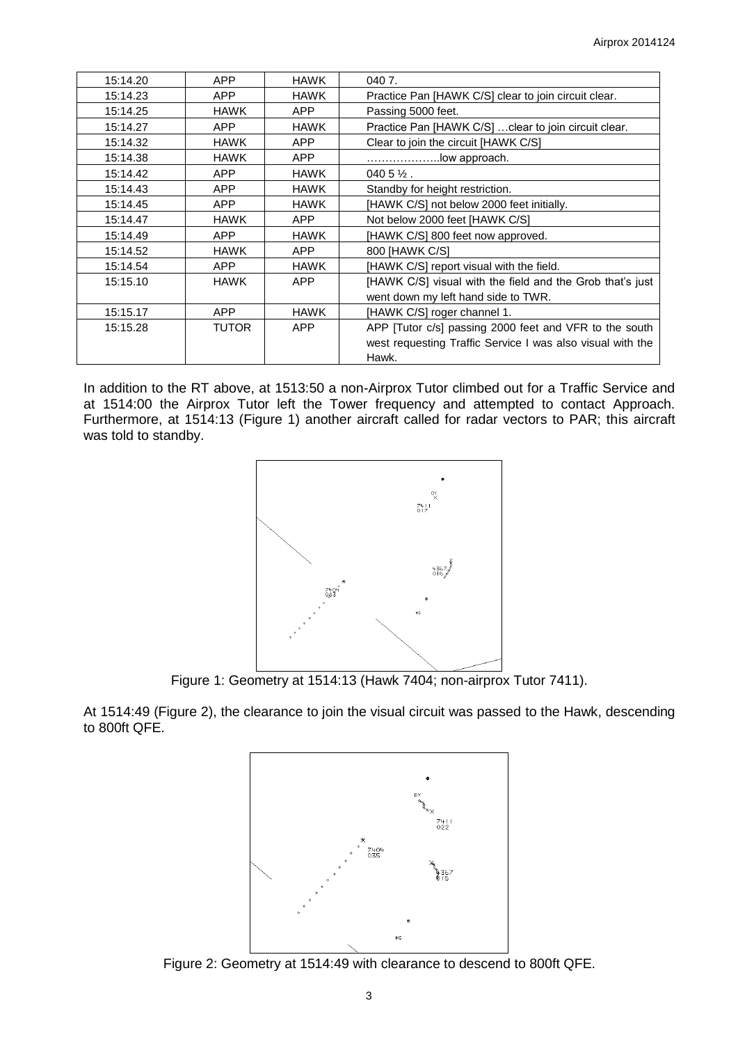| | | | |
|---|---|---|---|
| 15:14.20 | APP | HAWK | 040 7. |
| 15:14.23 | APP | HAWK | Practice Pan [HAWK C/S] clear to join circuit clear. |
| 15:14.25 | HAWK | APP | Passing 5000 feet. |
| 15:14.27 | APP | HAWK | Practice Pan [HAWK C/S] …clear to join circuit clear. |
| 15:14.32 | HAWK | APP | Clear to join the circuit [HAWK C/S] |
| 15:14.38 | HAWK | APP | ………………..low approach. |
| 15:14.42 | APP | HAWK | 040 5 ½ . |
| 15:14.43 | APP | HAWK | Standby for height restriction. |
| 15:14.45 | APP | HAWK | [HAWK C/S] not below 2000 feet initially. |
| 15:14.47 | HAWK | APP | Not below 2000 feet [HAWK C/S] |
| 15:14.49 | APP | HAWK | [HAWK C/S] 800 feet now approved. |
| 15:14.52 | HAWK | APP | 800 [HAWK C/S] |
| 15:14.54 | APP | HAWK | [HAWK C/S] report visual with the field. |
| 15:15.10 | HAWK | APP | [HAWK C/S] visual with the field and the Grob that's just went down my left hand side to TWR. |
| 15:15.17 | APP | HAWK | [HAWK C/S] roger channel 1. |
| 15:15.28 | TUTOR | APP | APP [Tutor c/s] passing 2000 feet and VFR to the south west requesting Traffic Service I was also visual with the Hawk. |

In addition to the RT above, at 1513:50 a non-Airprox Tutor climbed out for a Traffic Service and at 1514:00 the Airprox Tutor left the Tower frequency and attempted to contact Approach. Furthermore, at 1514:13 (Figure 1) another aircraft called for radar vectors to PAR; this aircraft was told to standby.

Figure 1: Geometry at 1514:13 (Hawk 7404; non-airprox Tutor 7411).

At 1514:49 (Figure 2), the clearance to join the visual circuit was passed to the Hawk, descending to 800ft QFE.

Figure 2: Geometry at 1514:49 with clearance to descend to 800ft QFE.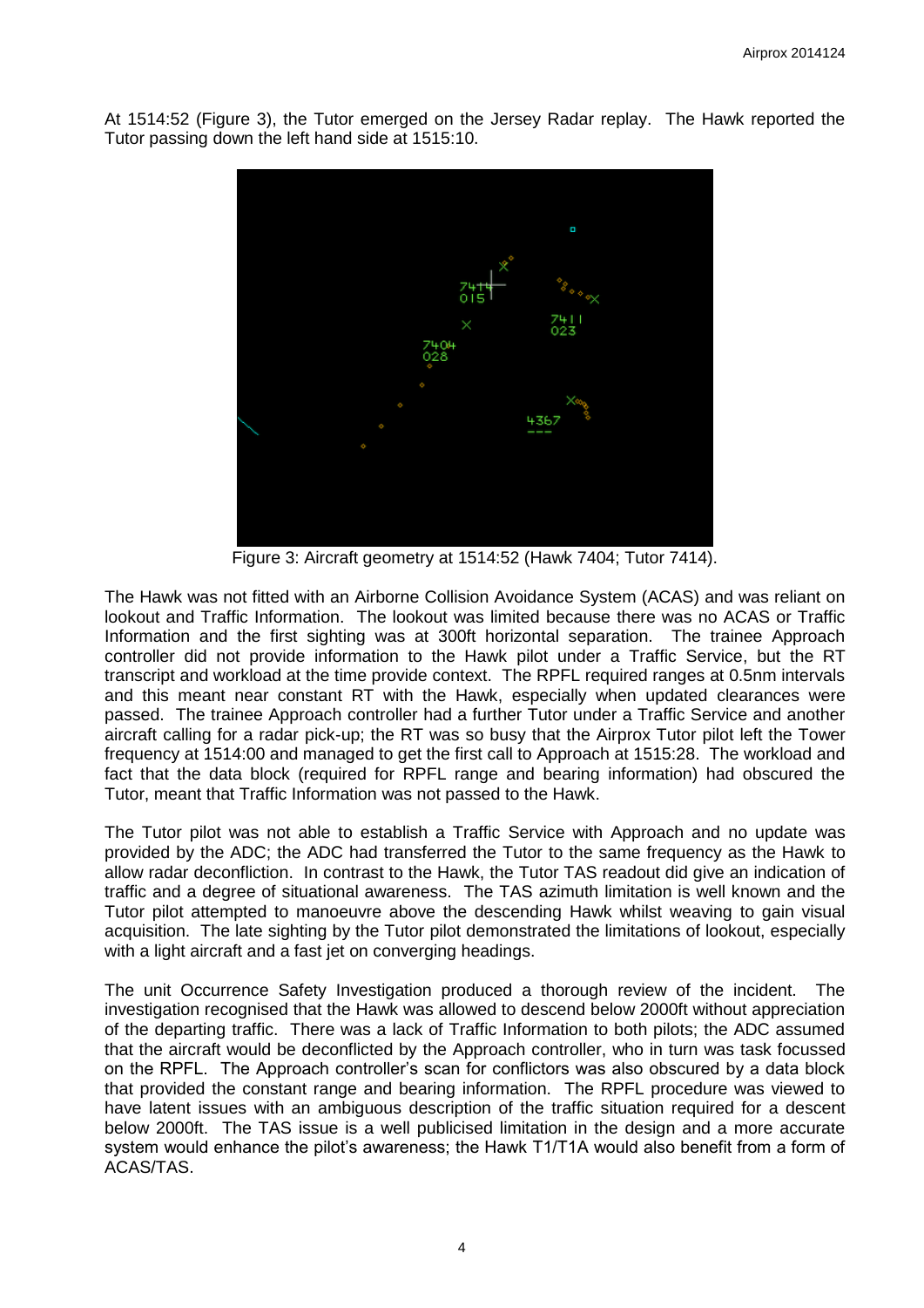At 1514:52 (Figure 3), the Tutor emerged on the Jersey Radar replay. The Hawk reported the Tutor passing down the left hand side at 1515:10.

Figure 3: Aircraft geometry at 1514:52 (Hawk 7404; Tutor 7414).

The Hawk was not fitted with an Airborne Collision Avoidance System (ACAS) and was reliant on lookout and Traffic Information. The lookout was limited because there was no ACAS or Traffic Information and the first sighting was at 300ft horizontal separation. The trainee Approach controller did not provide information to the Hawk pilot under a Traffic Service, but the RT transcript and workload at the time provide context. The RPFL required ranges at 0.5nm intervals and this meant near constant RT with the Hawk, especially when updated clearances were passed. The trainee Approach controller had a further Tutor under a Traffic Service and another aircraft calling for a radar pick-up; the RT was so busy that the Airprox Tutor pilot left the Tower frequency at 1514:00 and managed to get the first call to Approach at 1515:28. The workload and fact that the data block (required for RPFL range and bearing information) had obscured the Tutor, meant that Traffic Information was not passed to the Hawk.

The Tutor pilot was not able to establish a Traffic Service with Approach and no update was provided by the ADC; the ADC had transferred the Tutor to the same frequency as the Hawk to allow radar deconfliction. In contrast to the Hawk, the Tutor TAS readout did give an indication of traffic and a degree of situational awareness. The TAS azimuth limitation is well known and the Tutor pilot attempted to manoeuvre above the descending Hawk whilst weaving to gain visual acquisition. The late sighting by the Tutor pilot demonstrated the limitations of lookout, especially with a light aircraft and a fast jet on converging headings.

The unit Occurrence Safety Investigation produced a thorough review of the incident. The investigation recognised that the Hawk was allowed to descend below 2000ft without appreciation of the departing traffic. There was a lack of Traffic Information to both pilots; the ADC assumed that the aircraft would be deconflicted by the Approach controller, who in turn was task focussed on the RPFL. The Approach controller's scan for conflictors was also obscured by a data block that provided the constant range and bearing information. The RPFL procedure was viewed to have latent issues with an ambiguous description of the traffic situation required for a descent below 2000ft. The TAS issue is a well publicised limitation in the design and a more accurate system would enhance the pilot's awareness; the Hawk T1/T1A would also benefit from a form of ACAS/TAS.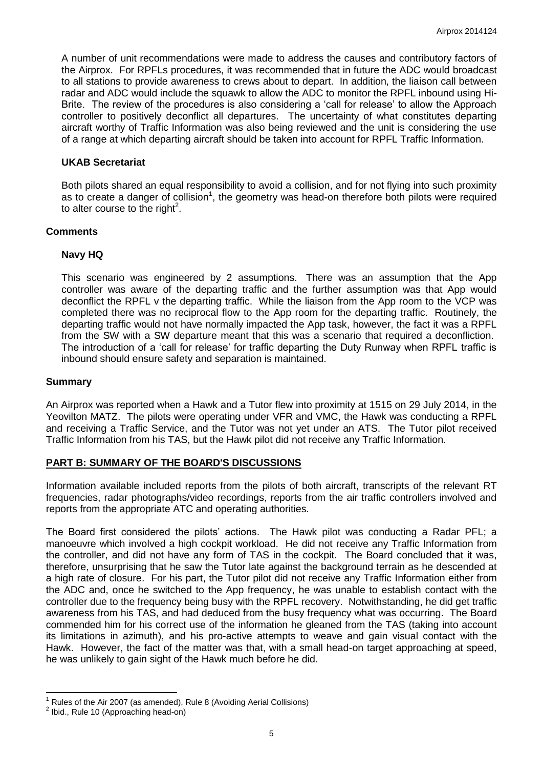A number of unit recommendations were made to address the causes and contributory factors of the Airprox. For RPFLs procedures, it was recommended that in future the ADC would broadcast to all stations to provide awareness to crews about to depart. In addition, the liaison call between radar and ADC would include the squawk to allow the ADC to monitor the RPFL inbound using Hi-Brite. The review of the procedures is also considering a 'call for release' to allow the Approach controller to positively deconflict all departures. The uncertainty of what constitutes departing aircraft worthy of Traffic Information was also being reviewed and the unit is considering the use of a range at which departing aircraft should be taken into account for RPFL Traffic Information.

### UKAB Secretariat

Both pilots shared an equal responsibility to avoid a collision, and for not flying into such proximity as to create a danger of collision[1], the geometry was head-on therefore both pilots were required to alter course to the right[2].

## Comments

### Navy HQ

This scenario was engineered by 2 assumptions. There was an assumption that the App controller was aware of the departing traffic and the further assumption was that App would deconflict the RPFL v the departing traffic. While the liaison from the App room to the VCP was completed there was no reciprocal flow to the App room for the departing traffic. Routinely, the departing traffic would not have normally impacted the App task, however, the fact it was a RPFL from the SW with a SW departure meant that this was a scenario that required a deconfliction. The introduction of a 'call for release' for traffic departing the Duty Runway when RPFL traffic is inbound should ensure safety and separation is maintained.

## Summary

An Airprox was reported when a Hawk and a Tutor flew into proximity at 1515 on 29 July 2014, in the Yeovilton MATZ. The pilots were operating under VFR and VMC, the Hawk was conducting a RPFL and receiving a Traffic Service, and the Tutor was not yet under an ATS. The Tutor pilot received Traffic Information from his TAS, but the Hawk pilot did not receive any Traffic Information.

## PART B: SUMMARY OF THE BOARD'S DISCUSSIONS

Information available included reports from the pilots of both aircraft, transcripts of the relevant RT frequencies, radar photographs/video recordings, reports from the air traffic controllers involved and reports from the appropriate ATC and operating authorities.

The Board first considered the pilots' actions. The Hawk pilot was conducting a Radar PFL; a manoeuvre which involved a high cockpit workload. He did not receive any Traffic Information from the controller, and did not have any form of TAS in the cockpit. The Board concluded that it was, therefore, unsurprising that he saw the Tutor late against the background terrain as he descended at a high rate of closure. For his part, the Tutor pilot did not receive any Traffic Information either from the ADC and, once he switched to the App frequency, he was unable to establish contact with the controller due to the frequency being busy with the RPFL recovery. Notwithstanding, he did get traffic awareness from his TAS, and had deduced from the busy frequency what was occurring. The Board commended him for his correct use of the information he gleaned from the TAS (taking into account its limitations in azimuth), and his pro-active attempts to weave and gain visual contact with the Hawk. However, the fact of the matter was that, with a small head-on target approaching at speed, he was unlikely to gain sight of the Hawk much before he did.

---

[1] Rules of the Air 2007 (as amended), Rule 8 (Avoiding Aerial Collisions)

[2] Ibid., Rule 10 (Approaching head-on)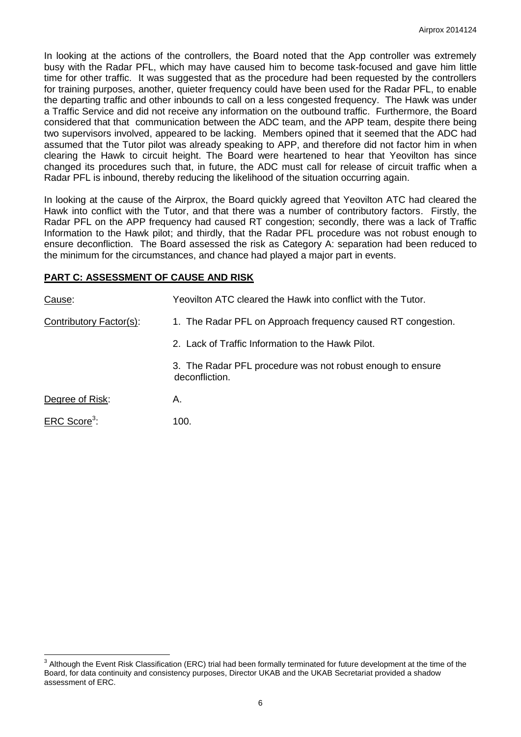In looking at the actions of the controllers, the Board noted that the App controller was extremely busy with the Radar PFL, which may have caused him to become task-focused and gave him little time for other traffic. It was suggested that as the procedure had been requested by the controllers for training purposes, another, quieter frequency could have been used for the Radar PFL, to enable the departing traffic and other inbounds to call on a less congested frequency. The Hawk was under a Traffic Service and did not receive any information on the outbound traffic. Furthermore, the Board considered that that communication between the ADC team, and the APP team, despite there being two supervisors involved, appeared to be lacking. Members opined that it seemed that the ADC had assumed that the Tutor pilot was already speaking to APP, and therefore did not factor him in when clearing the Hawk to circuit height. The Board were heartened to hear that Yeovilton has since changed its procedures such that, in future, the ADC must call for release of circuit traffic when a Radar PFL is inbound, thereby reducing the likelihood of the situation occurring again.

In looking at the cause of the Airprox, the Board quickly agreed that Yeovilton ATC had cleared the Hawk into conflict with the Tutor, and that there was a number of contributory factors. Firstly, the Radar PFL on the APP frequency had caused RT congestion; secondly, there was a lack of Traffic Information to the Hawk pilot; and thirdly, that the Radar PFL procedure was not robust enough to ensure deconfliction. The Board assessed the risk as Category A: separation had been reduced to the minimum for the circumstances, and chance had played a major part in events.

## PART C: ASSESSMENT OF CAUSE AND RISK

Cause: Yeovilton ATC cleared the Hawk into conflict with the Tutor.

Contributory Factor(s):

1. The Radar PFL on Approach frequency caused RT congestion.
2. Lack of Traffic Information to the Hawk Pilot.
3. The Radar PFL procedure was not robust enough to ensure deconfliction.

Degree of Risk: A.

ERC Score[3]: 100.

[3] Although the Event Risk Classification (ERC) trial had been formally terminated for future development at the time of the Board, for data continuity and consistency purposes, Director UKAB and the UKAB Secretariat provided a shadow assessment of ERC.